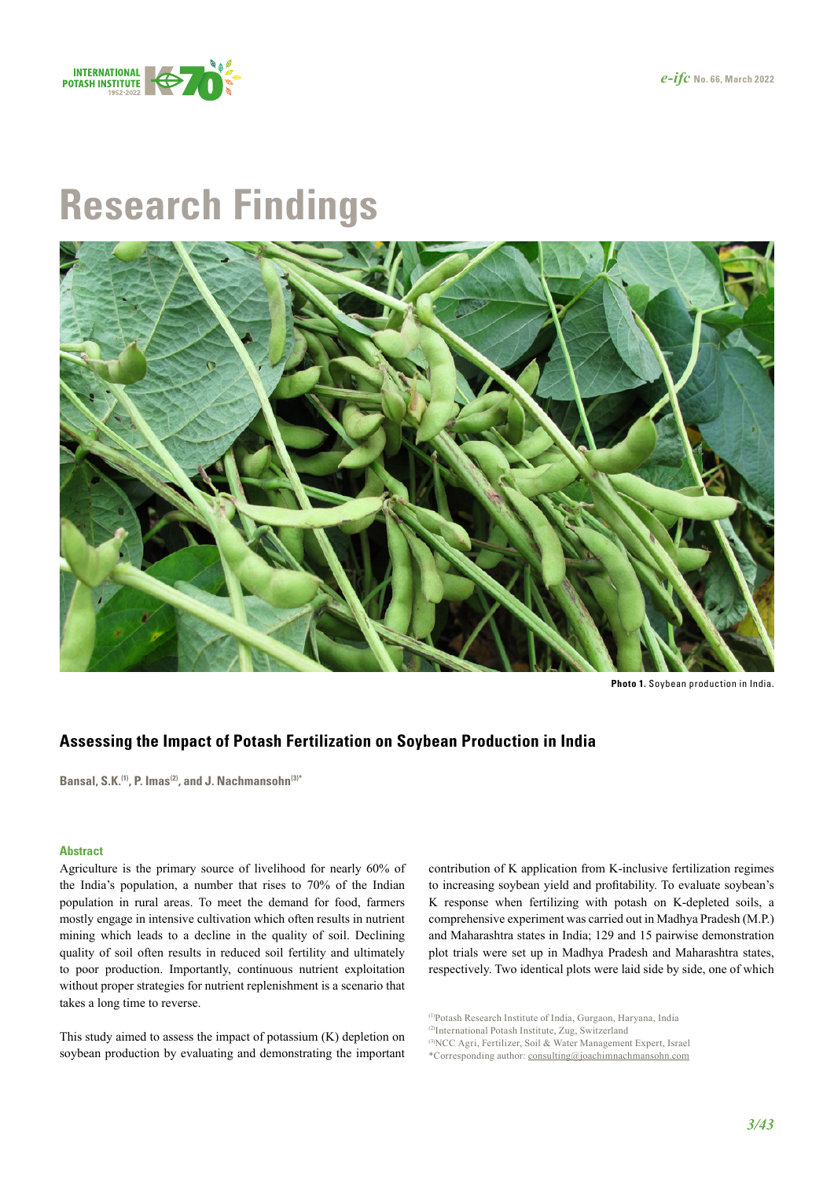# Research Findings

Photo 1. Soybean production in India.

## Assessing the Impact of Potash Fertilization on Soybean Production in India

**Bansal, S.K.[1], P. Imas[2], and J. Nachmansohn[3]***

### Abstract

Agriculture is the primary source of livelihood for nearly 60% of the India's population, a number that rises to 70% of the Indian population in rural areas. To meet the demand for food, farmers mostly engage in intensive cultivation which often results in nutrient mining which leads to a decline in the quality of soil. Declining quality of soil often results in reduced soil fertility and ultimately to poor production. Importantly, continuous nutrient exploitation without proper strategies for nutrient replenishment is a scenario that takes a long time to reverse.

This study aimed to assess the impact of potassium (K) depletion on soybean production by evaluating and demonstrating the important contribution of K application from K-inclusive fertilization regimes to increasing soybean yield and profitability. To evaluate soybean's K response when fertilizing with potash on K-depleted soils, a comprehensive experiment was carried out in Madhya Pradesh (M.P.) and Maharashtra states in India; 129 and 15 pairwise demonstration plot trials were set up in Madhya Pradesh and Maharashtra states, respectively. Two identical plots were laid side by side, one of which

[1]Potash Research Institute of India, Gurgaon, Haryana, India
[2]International Potash Institute, Zug, Switzerland
[3]NCC Agri, Fertilizer, Soil & Water Management Expert, Israel
*Corresponding author: consulting@joachimnachmansohn.com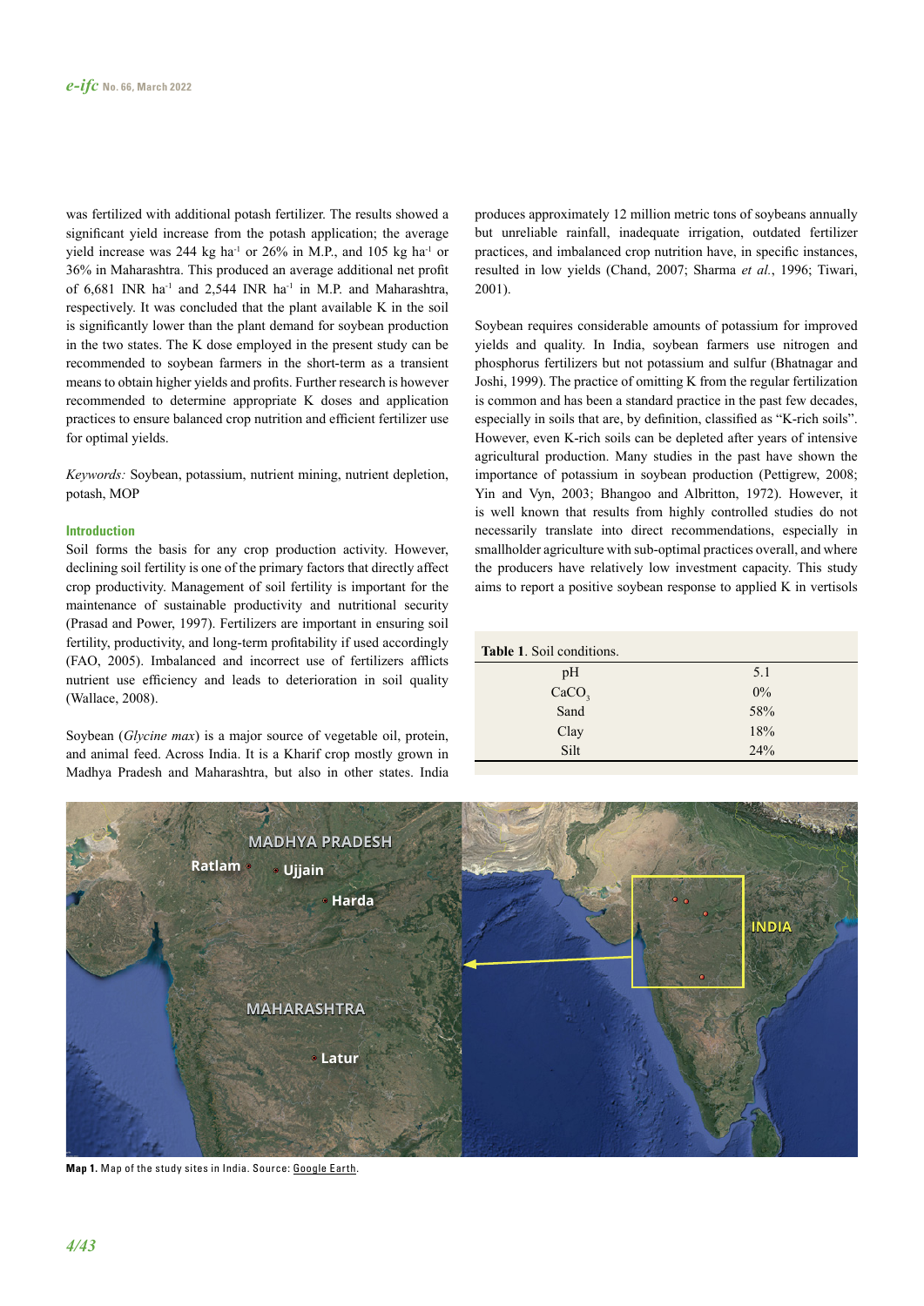was fertilized with additional potash fertilizer. The results showed a significant yield increase from the potash application; the average yield increase was 244 kg ha$^{-1}$ or 26% in M.P., and 105 kg ha$^{-1}$ or 36% in Maharashtra. This produced an average additional net profit of 6,681 INR ha$^{-1}$ and 2,544 INR ha$^{-1}$ in M.P. and Maharashtra, respectively. It was concluded that the plant available K in the soil is significantly lower than the plant demand for soybean production in the two states. The K dose employed in the present study can be recommended to soybean farmers in the short-term as a transient means to obtain higher yields and profits. Further research is however recommended to determine appropriate K doses and application practices to ensure balanced crop nutrition and efficient fertilizer use for optimal yields.

*Keywords:* Soybean, potassium, nutrient mining, nutrient depletion, potash, MOP

## Introduction

Soil forms the basis for any crop production activity. However, declining soil fertility is one of the primary factors that directly affect crop productivity. Management of soil fertility is important for the maintenance of sustainable productivity and nutritional security (Prasad and Power, 1997). Fertilizers are important in ensuring soil fertility, productivity, and long-term profitability if used accordingly (FAO, 2005). Imbalanced and incorrect use of fertilizers afflicts nutrient use efficiency and leads to deterioration in soil quality (Wallace, 2008).

Soybean (*Glycine max*) is a major source of vegetable oil, protein, and animal feed. Across India. It is a Kharif crop mostly grown in Madhya Pradesh and Maharashtra, but also in other states. India produces approximately 12 million metric tons of soybeans annually but unreliable rainfall, inadequate irrigation, outdated fertilizer practices, and imbalanced crop nutrition have, in specific instances, resulted in low yields (Chand, 2007; Sharma *et al.*, 1996; Tiwari, 2001).

Soybean requires considerable amounts of potassium for improved yields and quality. In India, soybean farmers use nitrogen and phosphorus fertilizers but not potassium and sulfur (Bhatnagar and Joshi, 1999). The practice of omitting K from the regular fertilization is common and has been a standard practice in the past few decades, especially in soils that are, by definition, classified as "K-rich soils". However, even K-rich soils can be depleted after years of intensive agricultural production. Many studies in the past have shown the importance of potassium in soybean production (Pettigrew, 2008; Yin and Vyn, 2003; Bhangoo and Albritton, 1972). However, it is well known that results from highly controlled studies do not necessarily translate into direct recommendations, especially in smallholder agriculture with sub-optimal practices overall, and where the producers have relatively low investment capacity. This study aims to report a positive soybean response to applied K in vertisols

**Table 1**. Soil conditions.

| | |
|---|---|
| pH | 5.1 |
| $CaCO_3$ | 0% |
| Sand | 58% |
| Clay | 18% |
| Silt | 24% |

MADHYA PRADESH
Ratlam
Ujjain
Harda
MAHARASHTRA
Latur
INDIA

**Map 1.** Map of the study sites in India. Source: Google Earth.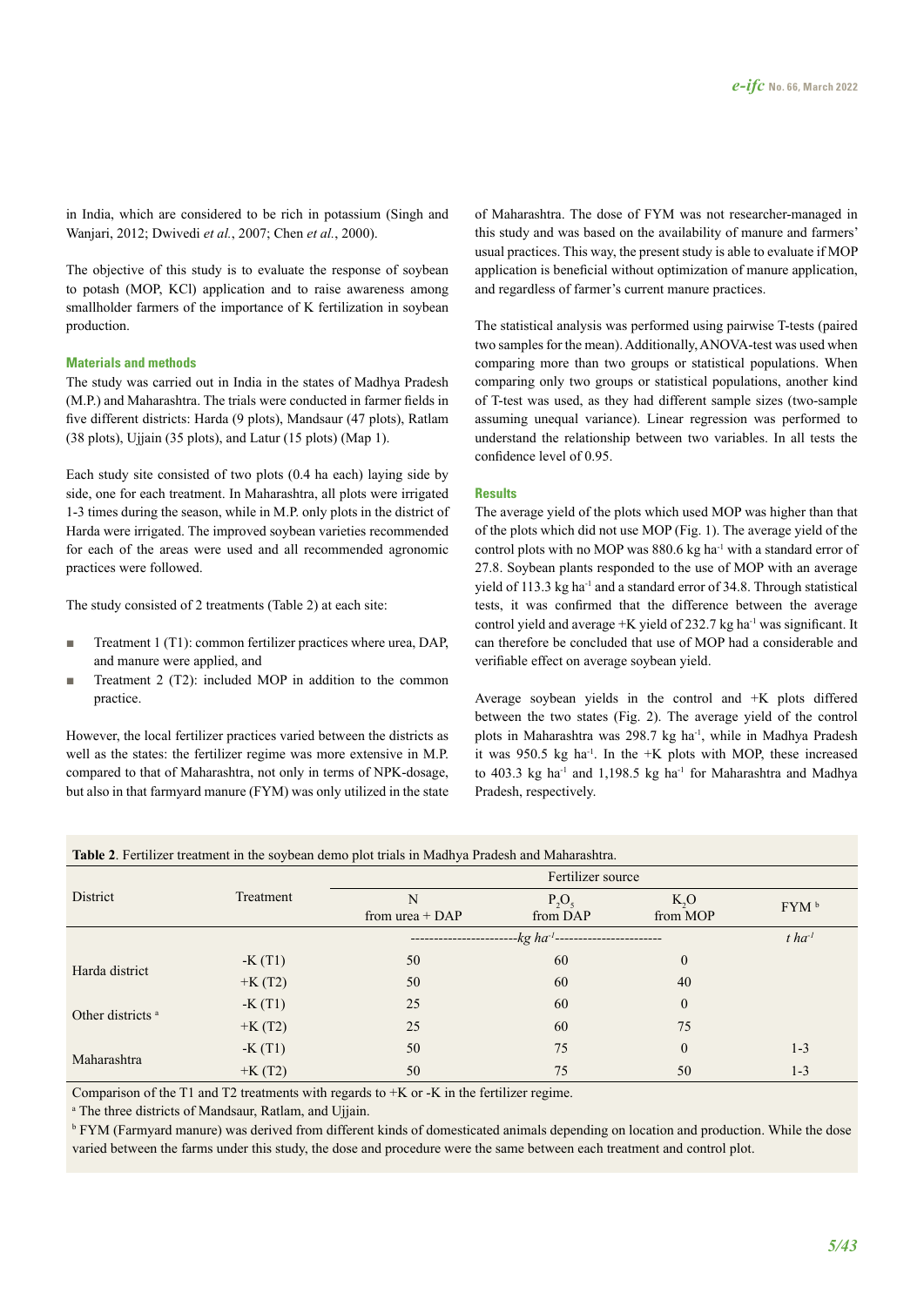in India, which are considered to be rich in potassium (Singh and Wanjari, 2012; Dwivedi *et al.*, 2007; Chen *et al.*, 2000).

The objective of this study is to evaluate the response of soybean to potash (MOP, KCl) application and to raise awareness among smallholder farmers of the importance of K fertilization in soybean production.

### Materials and methods

The study was carried out in India in the states of Madhya Pradesh (M.P.) and Maharashtra. The trials were conducted in farmer fields in five different districts: Harda (9 plots), Mandsaur (47 plots), Ratlam (38 plots), Ujjain (35 plots), and Latur (15 plots) (Map 1).

Each study site consisted of two plots (0.4 ha each) laying side by side, one for each treatment. In Maharashtra, all plots were irrigated 1-3 times during the season, while in M.P. only plots in the district of Harda were irrigated. The improved soybean varieties recommended for each of the areas were used and all recommended agronomic practices were followed.

The study consisted of 2 treatments (Table 2) at each site:

- Treatment 1 (T1): common fertilizer practices where urea, DAP, and manure were applied, and
- Treatment 2 (T2): included MOP in addition to the common practice.

However, the local fertilizer practices varied between the districts as well as the states: the fertilizer regime was more extensive in M.P. compared to that of Maharashtra, not only in terms of NPK-dosage, but also in that farmyard manure (FYM) was only utilized in the state of Maharashtra. The dose of FYM was not researcher-managed in this study and was based on the availability of manure and farmers' usual practices. This way, the present study is able to evaluate if MOP application is beneficial without optimization of manure application, and regardless of farmer's current manure practices.

The statistical analysis was performed using pairwise T-tests (paired two samples for the mean). Additionally, ANOVA-test was used when comparing more than two groups or statistical populations. When comparing only two groups or statistical populations, another kind of T-test was used, as they had different sample sizes (two-sample assuming unequal variance). Linear regression was performed to understand the relationship between two variables. In all tests the confidence level of 0.95.

### Results

The average yield of the plots which used MOP was higher than that of the plots which did not use MOP (Fig. 1). The average yield of the control plots with no MOP was 880.6 kg ha$^{-1}$ with a standard error of 27.8. Soybean plants responded to the use of MOP with an average yield of 113.3 kg ha$^{-1}$ and a standard error of 34.8. Through statistical tests, it was confirmed that the difference between the average control yield and average +K yield of 232.7 kg ha$^{-1}$ was significant. It can therefore be concluded that use of MOP had a considerable and verifiable effect on average soybean yield.

Average soybean yields in the control and +K plots differed between the two states (Fig. 2). The average yield of the control plots in Maharashtra was 298.7 kg ha$^{-1}$, while in Madhya Pradesh it was 950.5 kg ha$^{-1}$. In the +K plots with MOP, these increased to 403.3 kg ha$^{-1}$ and 1,198.5 kg ha$^{-1}$ for Maharashtra and Madhya Pradesh, respectively.

**Table 2**. Fertilizer treatment in the soybean demo plot trials in Madhya Pradesh and Maharashtra.

| District | Treatment | Fertilizer source | | | |
|---|---|---|---|---|---|
| | | N from urea + DAP | $P_2O_5$ from DAP | $K_2O$ from MOP | FYM [b] |
| | | kg ha$^{-1}$ | | | t ha$^{-1}$ |
| Harda district | -K (T1) | 50 | 60 | 0 | |
| | +K (T2) | 50 | 60 | 40 | |
| Other districts [a] | -K (T1) | 25 | 60 | 0 | |
| | +K (T2) | 25 | 60 | 75 | |
| Maharashtra | -K (T1) | 50 | 75 | 0 | 1-3 |
| | +K (T2) | 50 | 75 | 50 | 1-3 |

Comparison of the T1 and T2 treatments with regards to +K or -K in the fertilizer regime.

[a] The three districts of Mandsaur, Ratlam, and Ujjain.

[b] FYM (Farmyard manure) was derived from different kinds of domesticated animals depending on location and production. While the dose varied between the farms under this study, the dose and procedure were the same between each treatment and control plot.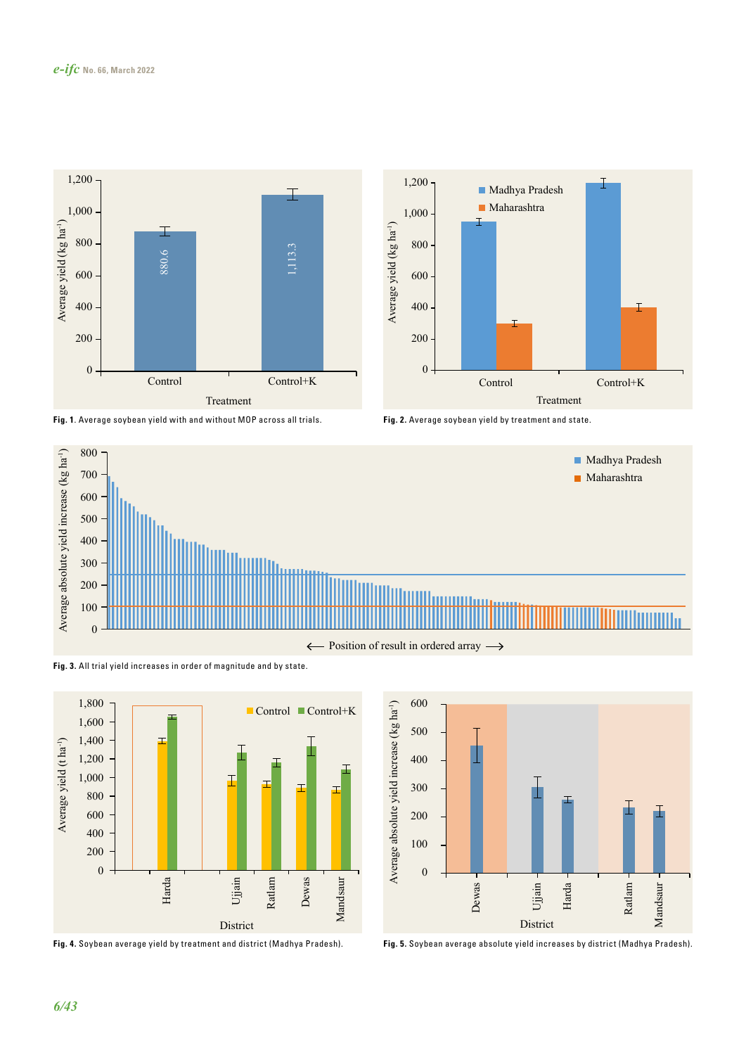1,200
1,000
800
600
400
200
0
Average yield (kg ha$^{-1}$)
880.6
1,113.3
Control
Control+K
Treatment

**Fig. 1**. Average soybean yield with and without MOP across all trials.

1,200
1,000
800
600
400
200
0
Average yield (kg ha$^{-1}$)
Madhya Pradesh
Maharashtra
Control
Control+K
Treatment

**Fig. 2.** Average soybean yield by treatment and state.

800
700
600
500
400
300
200
100
0
Average absolute yield increase (kg ha$^{-1}$)
Madhya Pradesh
Maharashtra
⟵ Position of result in ordered array ⟶

**Fig. 3.** All trial yield increases in order of magnitude and by state.

1,800
1,600
1,400
1,200
1,000
800
600
400
200
0
Average yield (t ha$^{-1}$)
Control
Control+K
Harda
Ujjain
Ratlam
Dewas
Mandsaur
District

**Fig. 4.** Soybean average yield by treatment and district (Madhya Pradesh).

600
500
400
300
200
100
0
Average absolute yield increase (kg ha$^{-1}$)
Dewas
Ujjain
Harda
Ratlam
Mandsaur
District

**Fig. 5.** Soybean average absolute yield increases by district (Madhya Pradesh).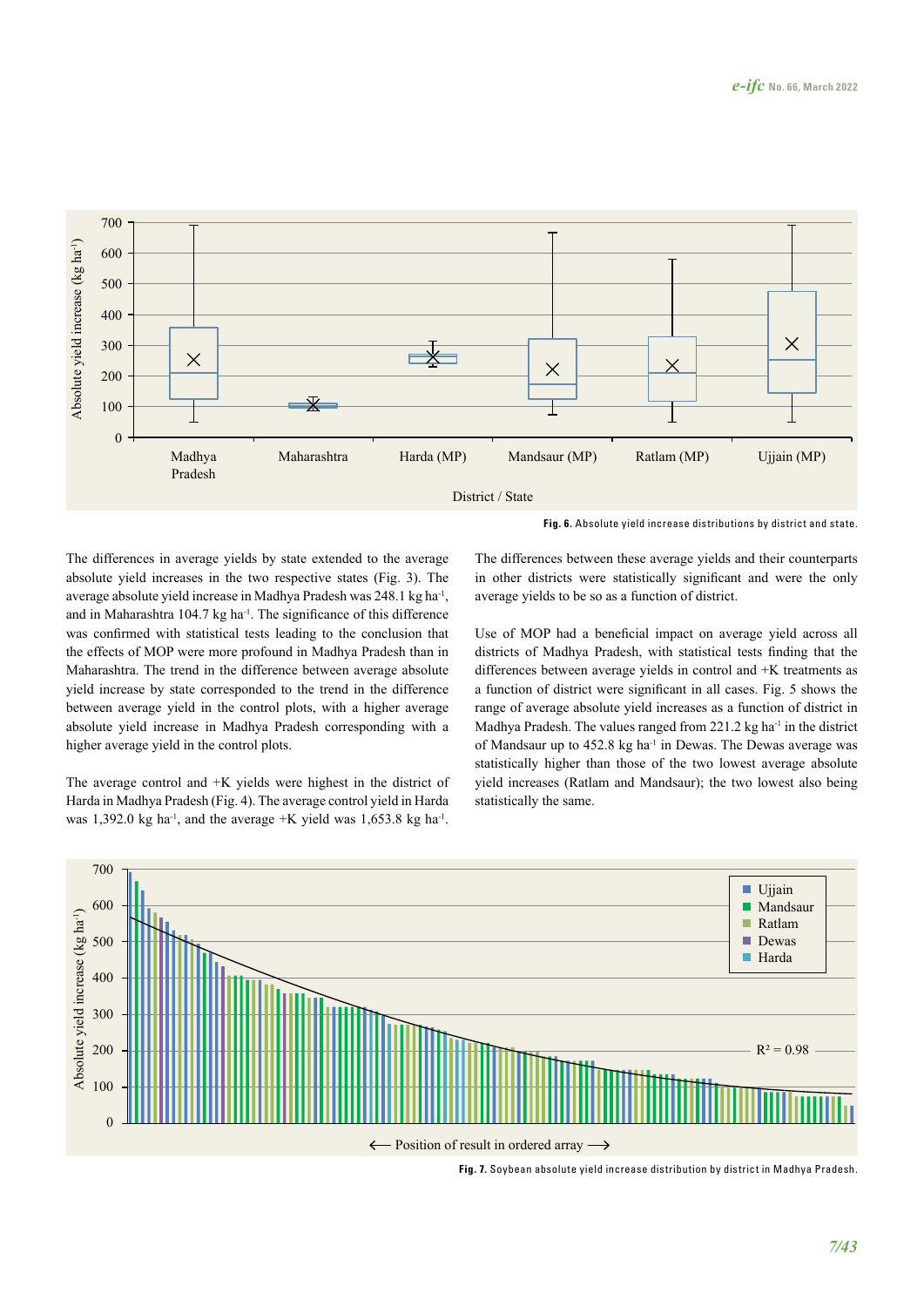700
600
500
400
300
200
100
0

Absolute yield increase (kg ha$^{-1}$)

Madhya Pradesh

Maharashtra

Harda (MP)

Mandsaur (MP)

Ratlam (MP)

Ujjain (MP)

District / State

**Fig. 6.** Absolute yield increase distributions by district and state.

The differences in average yields by state extended to the average absolute yield increases in the two respective states (Fig. 3). The average absolute yield increase in Madhya Pradesh was 248.1 kg ha$^{-1}$, and in Maharashtra 104.7 kg ha$^{-1}$. The significance of this difference was confirmed with statistical tests leading to the conclusion that the effects of MOP were more profound in Madhya Pradesh than in Maharashtra. The trend in the difference between average absolute yield increase by state corresponded to the trend in the difference between average yield in the control plots, with a higher average absolute yield increase in Madhya Pradesh corresponding with a higher average yield in the control plots.

The average control and +K yields were highest in the district of Harda in Madhya Pradesh (Fig. 4). The average control yield in Harda was 1,392.0 kg ha$^{-1}$, and the average +K yield was 1,653.8 kg ha$^{-1}$. The differences between these average yields and their counterparts in other districts were statistically significant and were the only average yields to be so as a function of district.

Use of MOP had a beneficial impact on average yield across all districts of Madhya Pradesh, with statistical tests finding that the differences between average yields in control and +K treatments as a function of district were significant in all cases. Fig. 5 shows the range of average absolute yield increases as a function of district in Madhya Pradesh. The values ranged from 221.2 kg ha$^{-1}$ in the district of Mandsaur up to 452.8 kg ha$^{-1}$ in Dewas. The Dewas average was statistically higher than those of the two lowest average absolute yield increases (Ratlam and Mandsaur); the two lowest also being statistically the same.

700
600
500
400
300
200
100
0

Absolute yield increase (kg ha$^{-1}$)

Ujjain
Mandsaur
Ratlam
Dewas
Harda

$R^2 = 0.98$

⟵ Position of result in ordered array ⟶

**Fig. 7.** Soybean absolute yield increase distribution by district in Madhya Pradesh.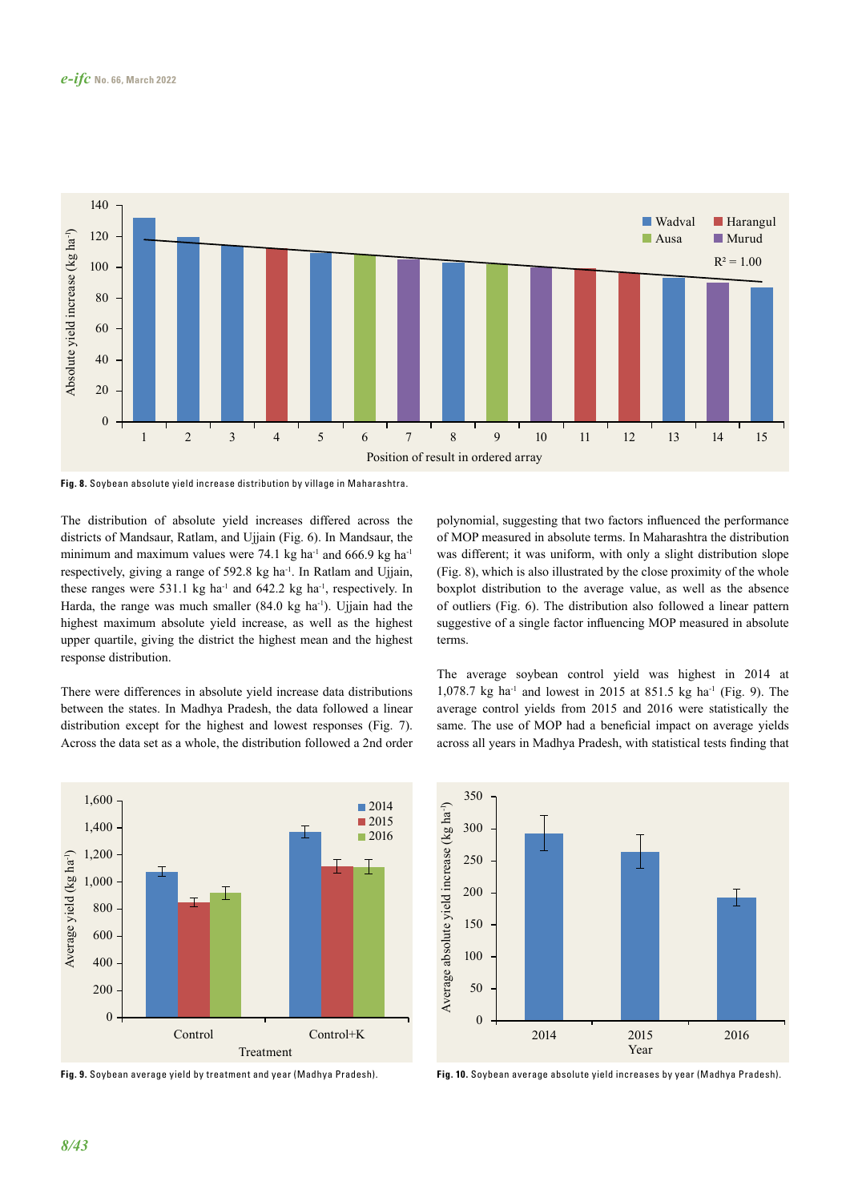140
120
100
80
60
40
20
0

Absolute yield increase (kg ha$^{-1}$)

1 2 3 4 5 6 7 8 9 10 11 12 13 14 15

Position of result in ordered array

Wadval
Harangul
Ausa
Murud

$R^2 = 1.00$

**Fig. 8.** Soybean absolute yield increase distribution by village in Maharashtra.

The distribution of absolute yield increases differed across the districts of Mandsaur, Ratlam, and Ujjain (Fig. 6). In Mandsaur, the minimum and maximum values were 74.1 kg ha$^{-1}$ and 666.9 kg ha$^{-1}$ respectively, giving a range of 592.8 kg ha$^{-1}$. In Ratlam and Ujjain, these ranges were 531.1 kg ha$^{-1}$ and 642.2 kg ha$^{-1}$, respectively. In Harda, the range was much smaller (84.0 kg ha$^{-1}$). Ujjain had the highest maximum absolute yield increase, as well as the highest upper quartile, giving the district the highest mean and the highest response distribution.

There were differences in absolute yield increase data distributions between the states. In Madhya Pradesh, the data followed a linear distribution except for the highest and lowest responses (Fig. 7). Across the data set as a whole, the distribution followed a 2nd order polynomial, suggesting that two factors influenced the performance of MOP measured in absolute terms. In Maharashtra the distribution was different; it was uniform, with only a slight distribution slope (Fig. 8), which is also illustrated by the close proximity of the whole boxplot distribution to the average value, as well as the absence of outliers (Fig. 6). The distribution also followed a linear pattern suggestive of a single factor influencing MOP measured in absolute terms.

The average soybean control yield was highest in 2014 at 1,078.7 kg ha$^{-1}$ and lowest in 2015 at 851.5 kg ha$^{-1}$ (Fig. 9). The average control yields from 2015 and 2016 were statistically the same. The use of MOP had a beneficial impact on average yields across all years in Madhya Pradesh, with statistical tests finding that

1,600
1,400
1,200
1,000
800
600
400
200
0

Average yield (kg ha$^{-1}$)

Control
Control+K

Treatment

2014
2015
2016

**Fig. 9.** Soybean average yield by treatment and year (Madhya Pradesh).

350
300
250
200
150
100
50
0

Average absolute yield increase (kg ha$^{-1}$)

2014
2015
2016

Year

**Fig. 10.** Soybean average absolute yield increases by year (Madhya Pradesh).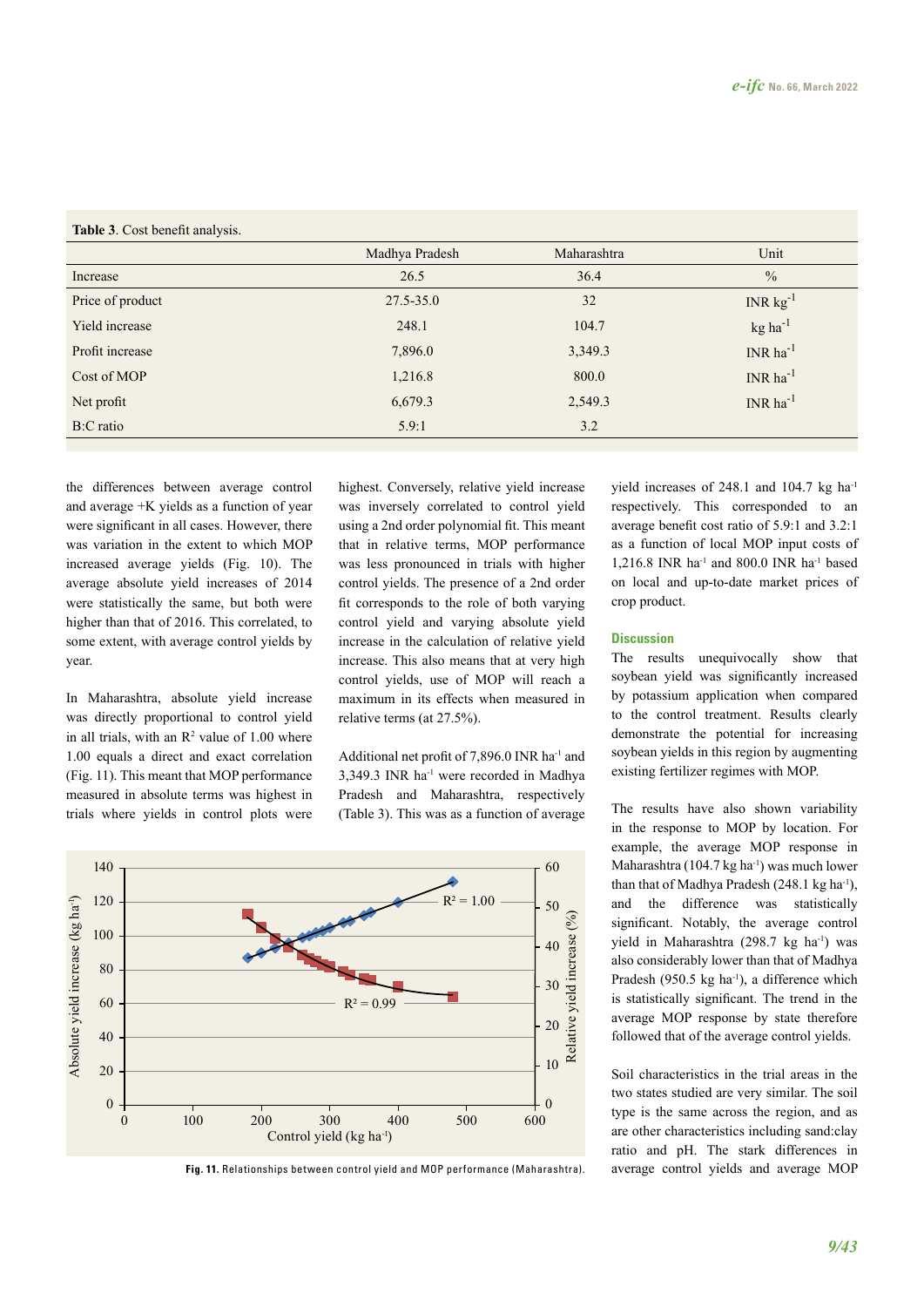**Table 3**. Cost benefit analysis.

| | Madhya Pradesh | Maharashtra | Unit |
|---|---|---|---|
| Increase | 26.5 | 36.4 | % |
| Price of product | 27.5-35.0 | 32 | INR $kg^{-1}$ |
| Yield increase | 248.1 | 104.7 | kg $ha^{-1}$ |
| Profit increase | 7,896.0 | 3,349.3 | INR $ha^{-1}$ |
| Cost of MOP | 1,216.8 | 800.0 | INR $ha^{-1}$ |
| Net profit | 6,679.3 | 2,549.3 | INR $ha^{-1}$ |
| B:C ratio | 5.9:1 | 3.2 | |

the differences between average control and average +K yields as a function of year were significant in all cases. However, there was variation in the extent to which MOP increased average yields (Fig. 10). The average absolute yield increases of 2014 were statistically the same, but both were higher than that of 2016. This correlated, to some extent, with average control yields by year.

In Maharashtra, absolute yield increase was directly proportional to control yield in all trials, with an $R^2$ value of 1.00 where 1.00 equals a direct and exact correlation (Fig. 11). This meant that MOP performance measured in absolute terms was highest in trials where yields in control plots were highest. Conversely, relative yield increase was inversely correlated to control yield using a 2nd order polynomial fit. This meant that in relative terms, MOP performance was less pronounced in trials with higher control yields. The presence of a 2nd order fit corresponds to the role of both varying control yield and varying absolute yield increase in the calculation of relative yield increase. This also means that at very high control yields, use of MOP will reach a maximum in its effects when measured in relative terms (at 27.5%).

Additional net profit of 7,896.0 INR $ha^{-1}$ and 3,349.3 INR $ha^{-1}$ were recorded in Madhya Pradesh and Maharashtra, respectively (Table 3). This was as a function of average yield increases of 248.1 and 104.7 kg $ha^{-1}$ respectively. This corresponded to an average benefit cost ratio of 5.9:1 and 3.2:1 as a function of local MOP input costs of 1,216.8 INR $ha^{-1}$ and 800.0 INR $ha^{-1}$ based on local and up-to-date market prices of crop product.

**Fig. 11.** Relationships between control yield and MOP performance (Maharashtra).

## Discussion

The results unequivocally show that soybean yield was significantly increased by potassium application when compared to the control treatment. Results clearly demonstrate the potential for increasing soybean yields in this region by augmenting existing fertilizer regimes with MOP.

The results have also shown variability in the response to MOP by location. For example, the average MOP response in Maharashtra (104.7 kg $ha^{-1}$) was much lower than that of Madhya Pradesh (248.1 kg $ha^{-1}$), and the difference was statistically significant. Notably, the average control yield in Maharashtra (298.7 kg $ha^{-1}$) was also considerably lower than that of Madhya Pradesh (950.5 kg $ha^{-1}$), a difference which is statistically significant. The trend in the average MOP response by state therefore followed that of the average control yields.

Soil characteristics in the trial areas in the two states studied are very similar. The soil type is the same across the region, and as are other characteristics including sand:clay ratio and pH. The stark differences in average control yields and average MOP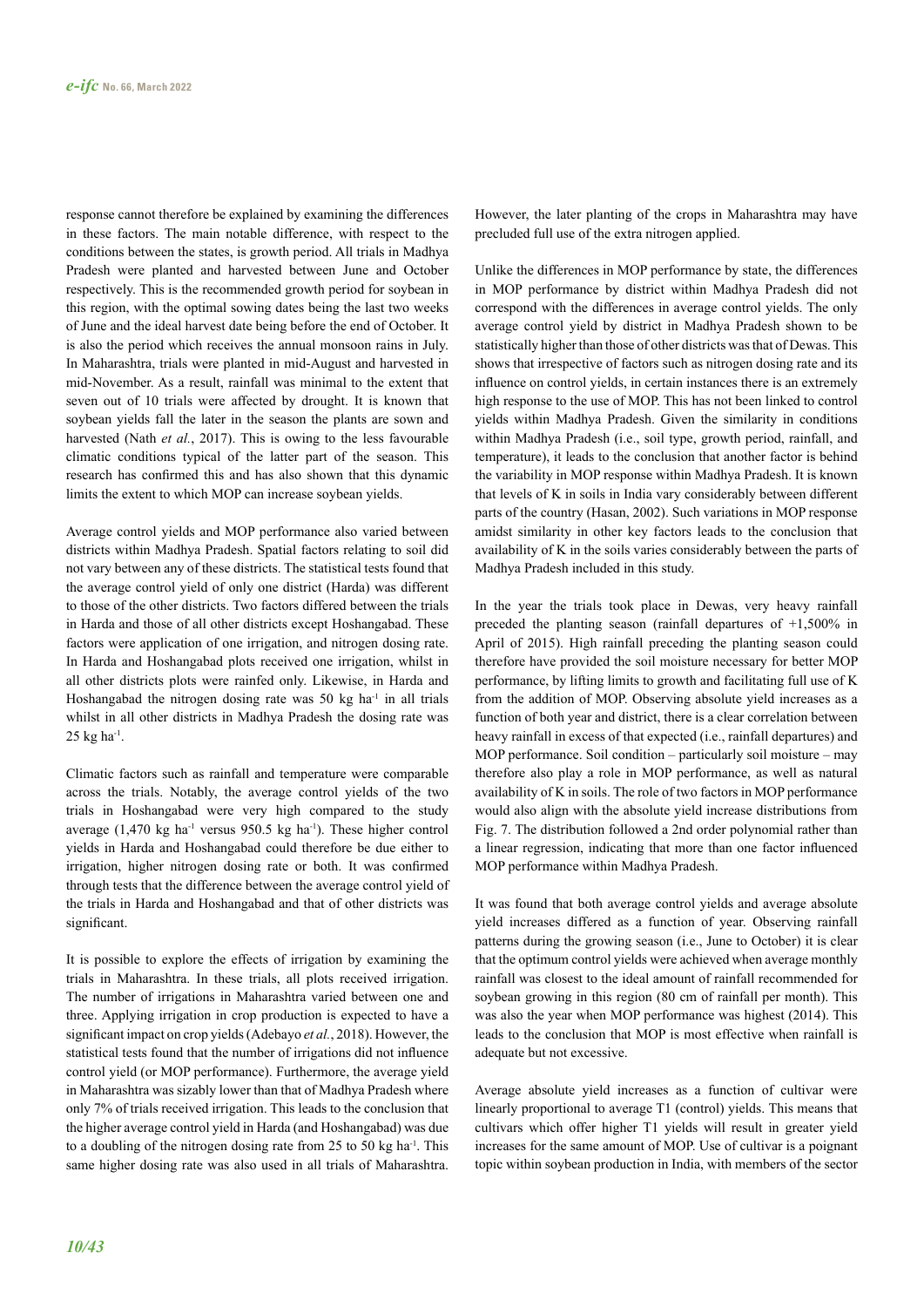response cannot therefore be explained by examining the differences in these factors. The main notable difference, with respect to the conditions between the states, is growth period. All trials in Madhya Pradesh were planted and harvested between June and October respectively. This is the recommended growth period for soybean in this region, with the optimal sowing dates being the last two weeks of June and the ideal harvest date being before the end of October. It is also the period which receives the annual monsoon rains in July. In Maharashtra, trials were planted in mid-August and harvested in mid-November. As a result, rainfall was minimal to the extent that seven out of 10 trials were affected by drought. It is known that soybean yields fall the later in the season the plants are sown and harvested (Nath *et al.*, 2017). This is owing to the less favourable climatic conditions typical of the latter part of the season. This research has confirmed this and has also shown that this dynamic limits the extent to which MOP can increase soybean yields.

Average control yields and MOP performance also varied between districts within Madhya Pradesh. Spatial factors relating to soil did not vary between any of these districts. The statistical tests found that the average control yield of only one district (Harda) was different to those of the other districts. Two factors differed between the trials in Harda and those of all other districts except Hoshangabad. These factors were application of one irrigation, and nitrogen dosing rate. In Harda and Hoshangabad plots received one irrigation, whilst in all other districts plots were rainfed only. Likewise, in Harda and Hoshangabad the nitrogen dosing rate was 50 kg ha$^{-1}$ in all trials whilst in all other districts in Madhya Pradesh the dosing rate was 25 kg ha$^{-1}$.

Climatic factors such as rainfall and temperature were comparable across the trials. Notably, the average control yields of the two trials in Hoshangabad were very high compared to the study average (1,470 kg ha$^{-1}$ versus 950.5 kg ha$^{-1}$). These higher control yields in Harda and Hoshangabad could therefore be due either to irrigation, higher nitrogen dosing rate or both. It was confirmed through tests that the difference between the average control yield of the trials in Harda and Hoshangabad and that of other districts was significant.

It is possible to explore the effects of irrigation by examining the trials in Maharashtra. In these trials, all plots received irrigation. The number of irrigations in Maharashtra varied between one and three. Applying irrigation in crop production is expected to have a significant impact on crop yields (Adebayo *et al.*, 2018). However, the statistical tests found that the number of irrigations did not influence control yield (or MOP performance). Furthermore, the average yield in Maharashtra was sizably lower than that of Madhya Pradesh where only 7% of trials received irrigation. This leads to the conclusion that the higher average control yield in Harda (and Hoshangabad) was due to a doubling of the nitrogen dosing rate from 25 to 50 kg ha$^{-1}$. This same higher dosing rate was also used in all trials of Maharashtra. However, the later planting of the crops in Maharashtra may have precluded full use of the extra nitrogen applied.

Unlike the differences in MOP performance by state, the differences in MOP performance by district within Madhya Pradesh did not correspond with the differences in average control yields. The only average control yield by district in Madhya Pradesh shown to be statistically higher than those of other districts was that of Dewas. This shows that irrespective of factors such as nitrogen dosing rate and its influence on control yields, in certain instances there is an extremely high response to the use of MOP. This has not been linked to control yields within Madhya Pradesh. Given the similarity in conditions within Madhya Pradesh (i.e., soil type, growth period, rainfall, and temperature), it leads to the conclusion that another factor is behind the variability in MOP response within Madhya Pradesh. It is known that levels of K in soils in India vary considerably between different parts of the country (Hasan, 2002). Such variations in MOP response amidst similarity in other key factors leads to the conclusion that availability of K in the soils varies considerably between the parts of Madhya Pradesh included in this study.

In the year the trials took place in Dewas, very heavy rainfall preceded the planting season (rainfall departures of +1,500% in April of 2015). High rainfall preceding the planting season could therefore have provided the soil moisture necessary for better MOP performance, by lifting limits to growth and facilitating full use of K from the addition of MOP. Observing absolute yield increases as a function of both year and district, there is a clear correlation between heavy rainfall in excess of that expected (i.e., rainfall departures) and MOP performance. Soil condition – particularly soil moisture – may therefore also play a role in MOP performance, as well as natural availability of K in soils. The role of two factors in MOP performance would also align with the absolute yield increase distributions from Fig. 7. The distribution followed a 2nd order polynomial rather than a linear regression, indicating that more than one factor influenced MOP performance within Madhya Pradesh.

It was found that both average control yields and average absolute yield increases differed as a function of year. Observing rainfall patterns during the growing season (i.e., June to October) it is clear that the optimum control yields were achieved when average monthly rainfall was closest to the ideal amount of rainfall recommended for soybean growing in this region (80 cm of rainfall per month). This was also the year when MOP performance was highest (2014). This leads to the conclusion that MOP is most effective when rainfall is adequate but not excessive.

Average absolute yield increases as a function of cultivar were linearly proportional to average T1 (control) yields. This means that cultivars which offer higher T1 yields will result in greater yield increases for the same amount of MOP. Use of cultivar is a poignant topic within soybean production in India, with members of the sector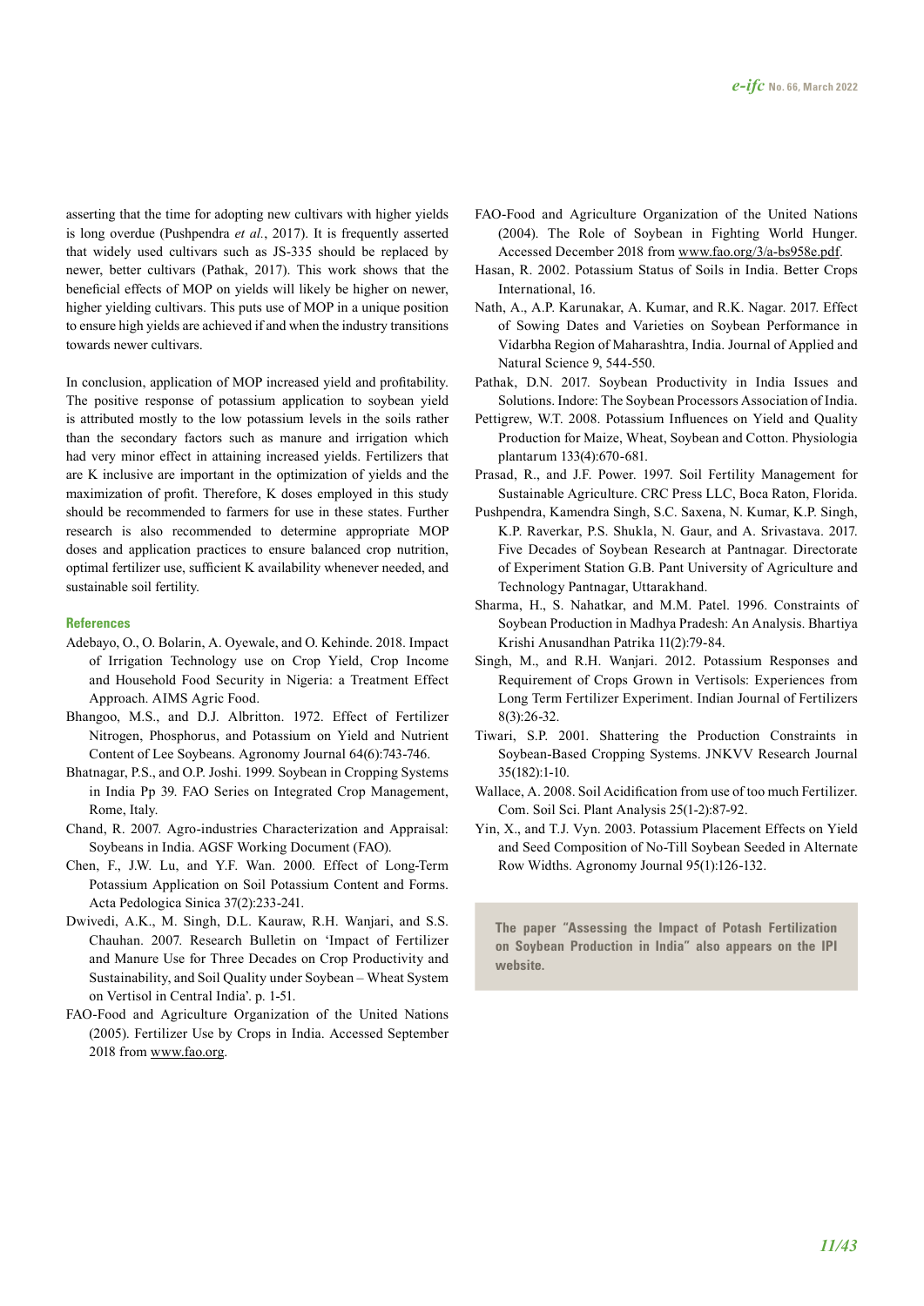asserting that the time for adopting new cultivars with higher yields is long overdue (Pushpendra *et al.*, 2017). It is frequently asserted that widely used cultivars such as JS-335 should be replaced by newer, better cultivars (Pathak, 2017). This work shows that the beneficial effects of MOP on yields will likely be higher on newer, higher yielding cultivars. This puts use of MOP in a unique position to ensure high yields are achieved if and when the industry transitions towards newer cultivars.

In conclusion, application of MOP increased yield and profitability. The positive response of potassium application to soybean yield is attributed mostly to the low potassium levels in the soils rather than the secondary factors such as manure and irrigation which had very minor effect in attaining increased yields. Fertilizers that are K inclusive are important in the optimization of yields and the maximization of profit. Therefore, K doses employed in this study should be recommended to farmers for use in these states. Further research is also recommended to determine appropriate MOP doses and application practices to ensure balanced crop nutrition, optimal fertilizer use, sufficient K availability whenever needed, and sustainable soil fertility.

### References

Adebayo, O., O. Bolarin, A. Oyewale, and O. Kehinde. 2018. Impact of Irrigation Technology use on Crop Yield, Crop Income and Household Food Security in Nigeria: a Treatment Effect Approach. AIMS Agric Food.

Bhangoo, M.S., and D.J. Albritton. 1972. Effect of Fertilizer Nitrogen, Phosphorus, and Potassium on Yield and Nutrient Content of Lee Soybeans. Agronomy Journal 64(6):743-746.

Bhatnagar, P.S., and O.P. Joshi. 1999. Soybean in Cropping Systems in India Pp 39. FAO Series on Integrated Crop Management, Rome, Italy.

Chand, R. 2007. Agro-industries Characterization and Appraisal: Soybeans in India. AGSF Working Document (FAO).

Chen, F., J.W. Lu, and Y.F. Wan. 2000. Effect of Long-Term Potassium Application on Soil Potassium Content and Forms. Acta Pedologica Sinica 37(2):233-241.

Dwivedi, A.K., M. Singh, D.L. Kauraw, R.H. Wanjari, and S.S. Chauhan. 2007. Research Bulletin on 'Impact of Fertilizer and Manure Use for Three Decades on Crop Productivity and Sustainability, and Soil Quality under Soybean – Wheat System on Vertisol in Central India'. p. 1-51.

FAO-Food and Agriculture Organization of the United Nations (2005). Fertilizer Use by Crops in India. Accessed September 2018 from www.fao.org.

FAO-Food and Agriculture Organization of the United Nations (2004). The Role of Soybean in Fighting World Hunger. Accessed December 2018 from www.fao.org/3/a-bs958e.pdf.

Hasan, R. 2002. Potassium Status of Soils in India. Better Crops International, 16.

Nath, A., A.P. Karunakar, A. Kumar, and R.K. Nagar. 2017. Effect of Sowing Dates and Varieties on Soybean Performance in Vidarbha Region of Maharashtra, India. Journal of Applied and Natural Science 9, 544-550.

Pathak, D.N. 2017. Soybean Productivity in India Issues and Solutions. Indore: The Soybean Processors Association of India.

Pettigrew, W.T. 2008. Potassium Influences on Yield and Quality Production for Maize, Wheat, Soybean and Cotton. Physiologia plantarum 133(4):670-681.

Prasad, R., and J.F. Power. 1997. Soil Fertility Management for Sustainable Agriculture. CRC Press LLC, Boca Raton, Florida.

Pushpendra, Kamendra Singh, S.C. Saxena, N. Kumar, K.P. Singh, K.P. Raverkar, P.S. Shukla, N. Gaur, and A. Srivastava. 2017. Five Decades of Soybean Research at Pantnagar. Directorate of Experiment Station G.B. Pant University of Agriculture and Technology Pantnagar, Uttarakhand.

Sharma, H., S. Nahatkar, and M.M. Patel. 1996. Constraints of Soybean Production in Madhya Pradesh: An Analysis. Bhartiya Krishi Anusandhan Patrika 11(2):79-84.

Singh, M., and R.H. Wanjari. 2012. Potassium Responses and Requirement of Crops Grown in Vertisols: Experiences from Long Term Fertilizer Experiment. Indian Journal of Fertilizers 8(3):26-32.

Tiwari, S.P. 2001. Shattering the Production Constraints in Soybean-Based Cropping Systems. JNKVV Research Journal 35(182):1-10.

Wallace, A. 2008. Soil Acidification from use of too much Fertilizer. Com. Soil Sci. Plant Analysis 25(1-2):87-92.

Yin, X., and T.J. Vyn. 2003. Potassium Placement Effects on Yield and Seed Composition of No-Till Soybean Seeded in Alternate Row Widths. Agronomy Journal 95(1):126-132.

**The paper "Assessing the Impact of Potash Fertilization on Soybean Production in India" also appears on the IPI website.**